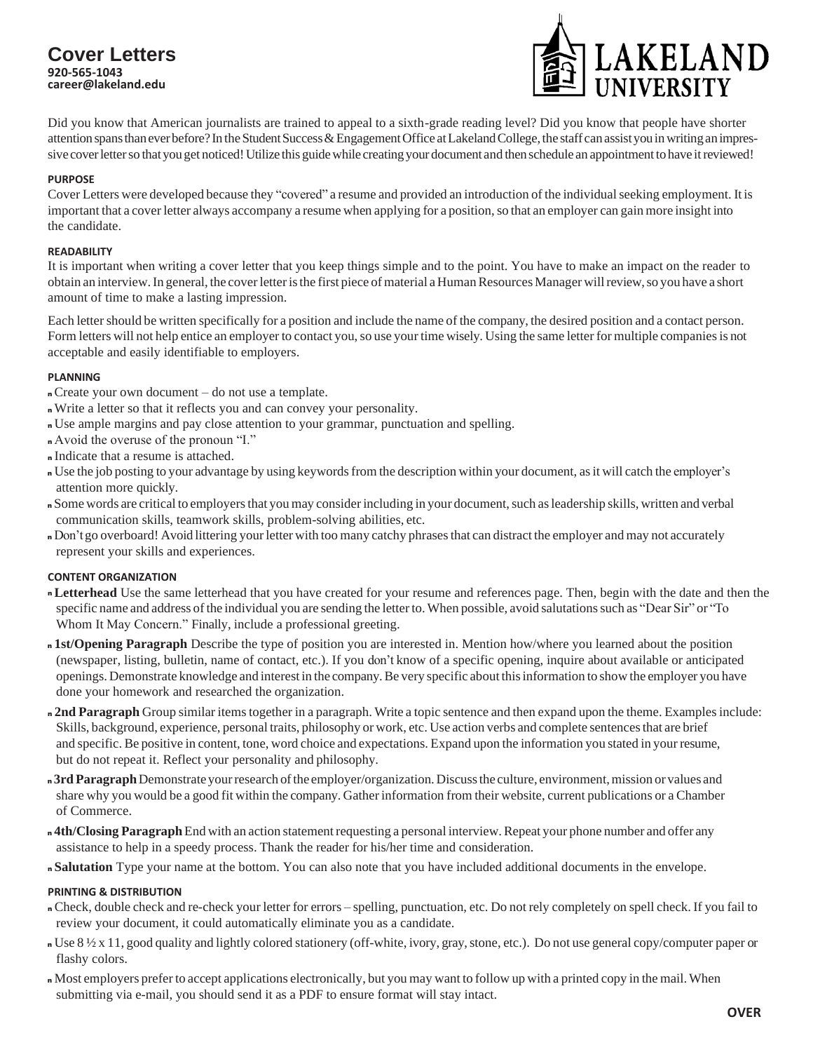# Cover Letters

**920-565-1043**
**career@lakeland.edu**

LAKELAND UNIVERSITY

Did you know that American journalists are trained to appeal to a sixth-grade reading level? Did you know that people have shorter attention spans than ever before? In the Student Success & Engagement Office at Lakeland College, the staff can assist you in writing an impressive cover letter so that you get noticed! Utilize this guide while creating your document and then schedule an appointment to have it reviewed!

## PURPOSE

Cover Letters were developed because they "covered" a resume and provided an introduction of the individual seeking employment. It is important that a cover letter always accompany a resume when applying for a position, so that an employer can gain more insight into the candidate.

## READABILITY

It is important when writing a cover letter that you keep things simple and to the point. You have to make an impact on the reader to obtain an interview. In general, the cover letter is the first piece of material a Human Resources Manager will review, so you have a short amount of time to make a lasting impression.

Each letter should be written specifically for a position and include the name of the company, the desired position and a contact person. Form letters will not help entice an employer to contact you, so use your time wisely. Using the same letter for multiple companies is not acceptable and easily identifiable to employers.

## PLANNING

- Create your own document – do not use a template.
- Write a letter so that it reflects you and can convey your personality.
- Use ample margins and pay close attention to your grammar, punctuation and spelling.
- Avoid the overuse of the pronoun "I."
- Indicate that a resume is attached.
- Use the job posting to your advantage by using keywords from the description within your document, as it will catch the employer's attention more quickly.
- Some words are critical to employers that you may consider including in your document, such as leadership skills, written and verbal communication skills, teamwork skills, problem-solving abilities, etc.
- Don't go overboard! Avoid littering your letter with too many catchy phrases that can distract the employer and may not accurately represent your skills and experiences.

## CONTENT ORGANIZATION

- **Letterhead** Use the same letterhead that you have created for your resume and references page. Then, begin with the date and then the specific name and address of the individual you are sending the letter to. When possible, avoid salutations such as "Dear Sir" or "To Whom It May Concern." Finally, include a professional greeting.
- **1st/Opening Paragraph** Describe the type of position you are interested in. Mention how/where you learned about the position (newspaper, listing, bulletin, name of contact, etc.). If you don't know of a specific opening, inquire about available or anticipated openings. Demonstrate knowledge and interest in the company. Be very specific about this information to show the employer you have done your homework and researched the organization.
- **2nd Paragraph** Group similar items together in a paragraph. Write a topic sentence and then expand upon the theme. Examples include: Skills, background, experience, personal traits, philosophy or work, etc. Use action verbs and complete sentences that are brief and specific. Be positive in content, tone, word choice and expectations. Expand upon the information you stated in your resume, but do not repeat it. Reflect your personality and philosophy.
- **3rd Paragraph** Demonstrate your research of the employer/organization. Discuss the culture, environment, mission or values and share why you would be a good fit within the company. Gather information from their website, current publications or a Chamber of Commerce.
- **4th/Closing Paragraph** End with an action statement requesting a personal interview. Repeat your phone number and offer any assistance to help in a speedy process. Thank the reader for his/her time and consideration.
- **Salutation** Type your name at the bottom. You can also note that you have included additional documents in the envelope.

## PRINTING & DISTRIBUTION

- Check, double check and re-check your letter for errors – spelling, punctuation, etc. Do not rely completely on spell check. If you fail to review your document, it could automatically eliminate you as a candidate.
- Use 8 ½ x 11, good quality and lightly colored stationery (off-white, ivory, gray, stone, etc.). Do not use general copy/computer paper or flashy colors.
- Most employers prefer to accept applications electronically, but you may want to follow up with a printed copy in the mail. When submitting via e-mail, you should send it as a PDF to ensure format will stay intact.

**OVER**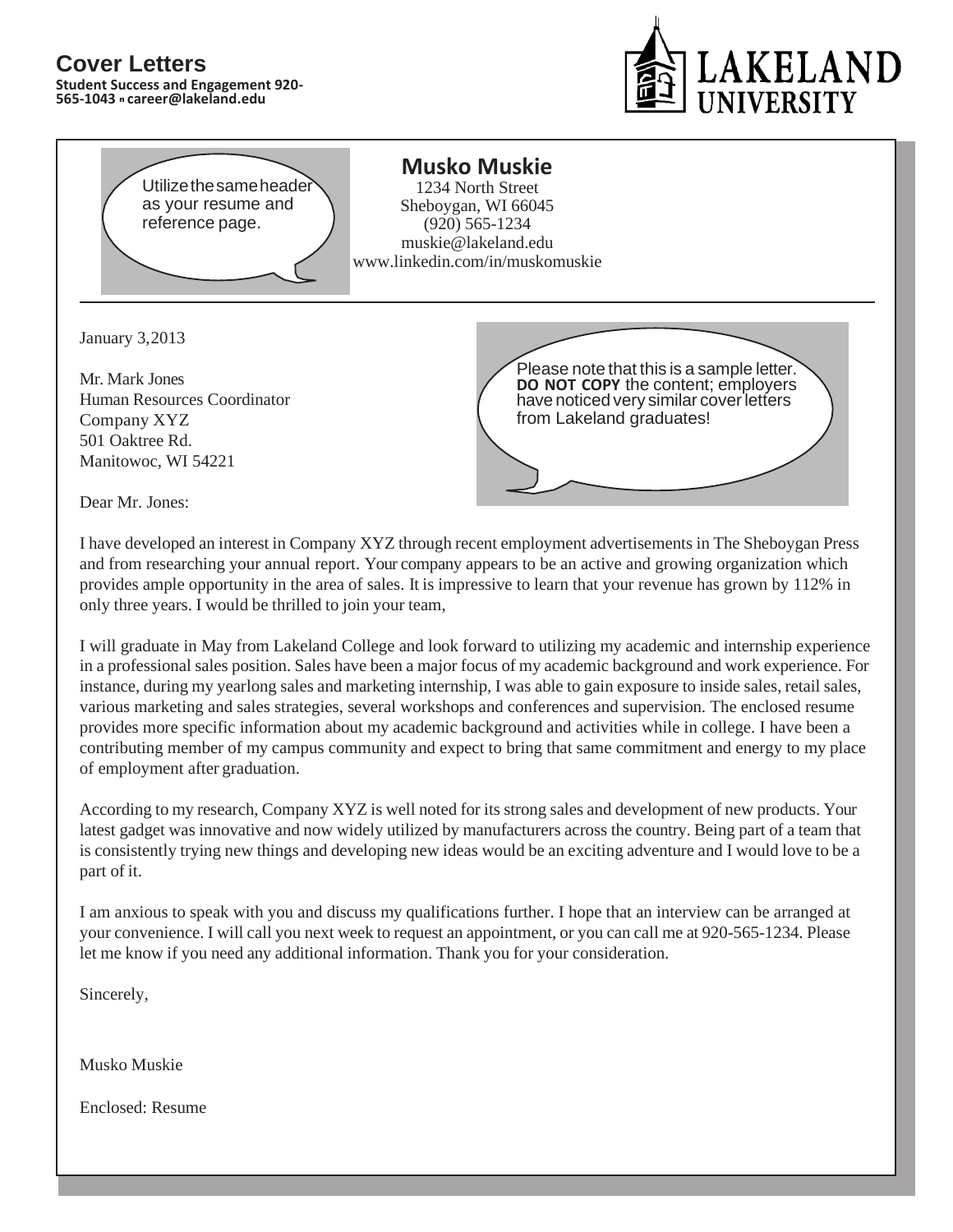# Cover Letters

**Student Success and Engagement 920-565-1043 ▪ career@lakeland.edu**

LAKELAND UNIVERSITY

Utilize the same header as your resume and reference page.

## Musko Muskie

1234 North Street
Sheboygan, WI 66045
(920) 565-1234
muskie@lakeland.edu
www.linkedin.com/in/muskomuskie

---

January 3, 2013

Please note that this is a sample letter. **DO NOT COPY** the content; employers have noticed very similar cover letters from Lakeland graduates!

Mr. Mark Jones
Human Resources Coordinator
Company XYZ
501 Oaktree Rd.
Manitowoc, WI 54221

Dear Mr. Jones:

I have developed an interest in Company XYZ through recent employment advertisements in The Sheboygan Press and from researching your annual report. Your company appears to be an active and growing organization which provides ample opportunity in the area of sales. It is impressive to learn that your revenue has grown by 112% in only three years. I would be thrilled to join your team,

I will graduate in May from Lakeland College and look forward to utilizing my academic and internship experience in a professional sales position. Sales have been a major focus of my academic background and work experience. For instance, during my yearlong sales and marketing internship, I was able to gain exposure to inside sales, retail sales, various marketing and sales strategies, several workshops and conferences and supervision. The enclosed resume provides more specific information about my academic background and activities while in college. I have been a contributing member of my campus community and expect to bring that same commitment and energy to my place of employment after graduation.

According to my research, Company XYZ is well noted for its strong sales and development of new products. Your latest gadget was innovative and now widely utilized by manufacturers across the country. Being part of a team that is consistently trying new things and developing new ideas would be an exciting adventure and I would love to be a part of it.

I am anxious to speak with you and discuss my qualifications further. I hope that an interview can be arranged at your convenience. I will call you next week to request an appointment, or you can call me at 920-565-1234. Please let me know if you need any additional information. Thank you for your consideration.

Sincerely,

Musko Muskie

Enclosed: Resume